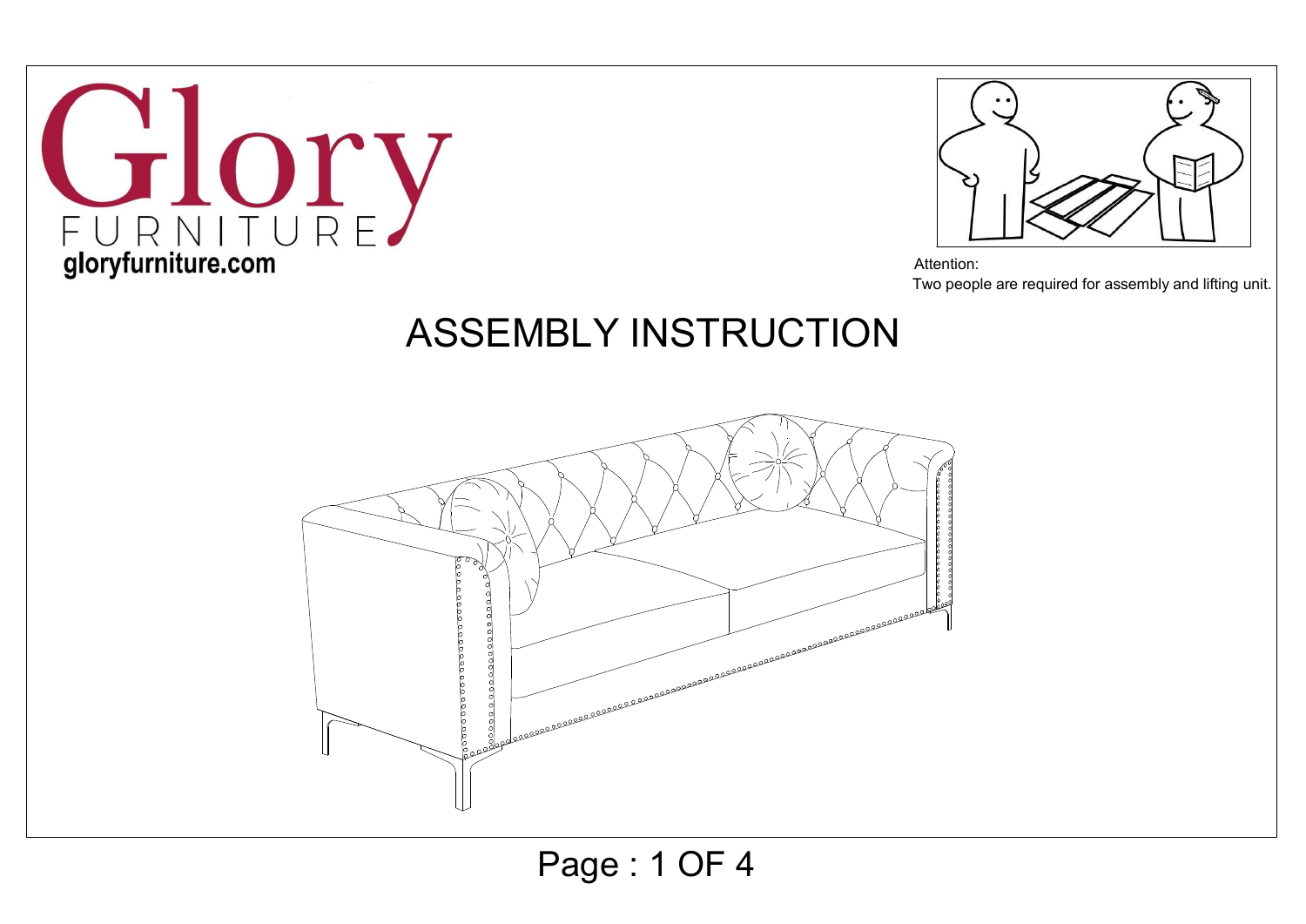Glory
FURNITURE
gloryfurniture.com

Attention:
Two people are required for assembly and lifting unit.

# ASSEMBLY INSTRUCTION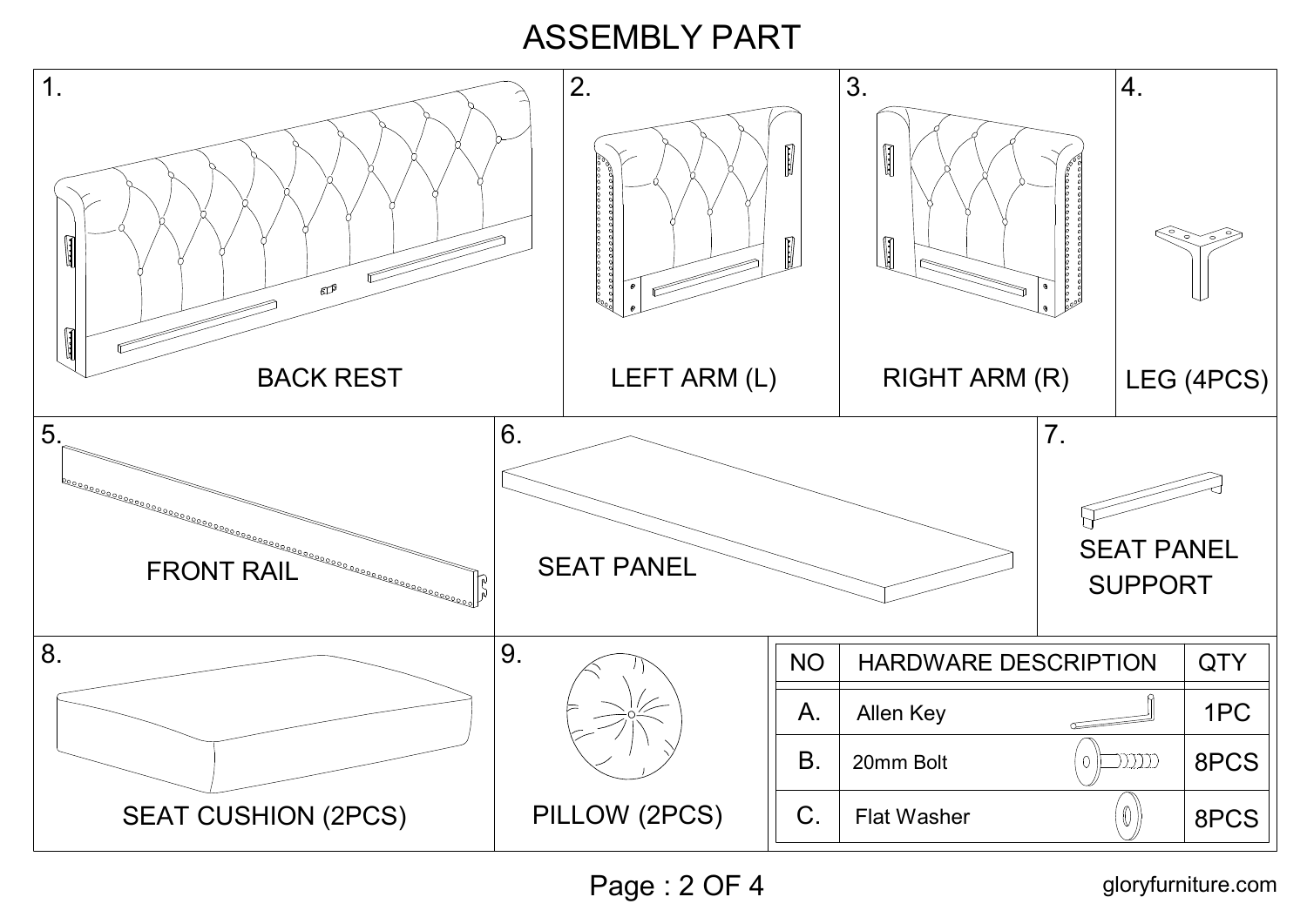# ASSEMBLY PART

1. BACK REST
2. LEFT ARM (L)
3. RIGHT ARM (R)
4. LEG (4PCS)
5. FRONT RAIL
6. SEAT PANEL
7. SEAT PANEL SUPPORT
8. SEAT CUSHION (2PCS)
9. PILLOW (2PCS)

| NO | HARDWARE DESCRIPTION | QTY |
|---|---|---|
| A. | Allen Key | 1PC |
| B. | 20mm Bolt | 8PCS |
| C. | Flat Washer | 8PCS |

gloryfurniture.com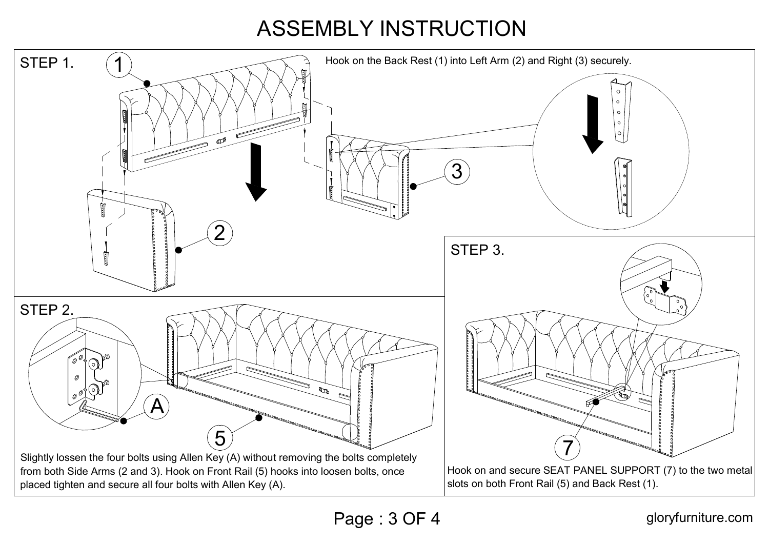# ASSEMBLY INSTRUCTION

## STEP 1.

Hook on the Back Rest (1) into Left Arm (2) and Right (3) securely.

## STEP 2.

Slightly lossen the four bolts using Allen Key (A) without removing the bolts completely from both Side Arms (2 and 3). Hook on Front Rail (5) hooks into loosen bolts, once placed tighten and secure all four bolts with Allen Key (A).

## STEP 3.

Hook on and secure SEAT PANEL SUPPORT (7) to the two metal slots on both Front Rail (5) and Back Rest (1).

gloryfurniture.com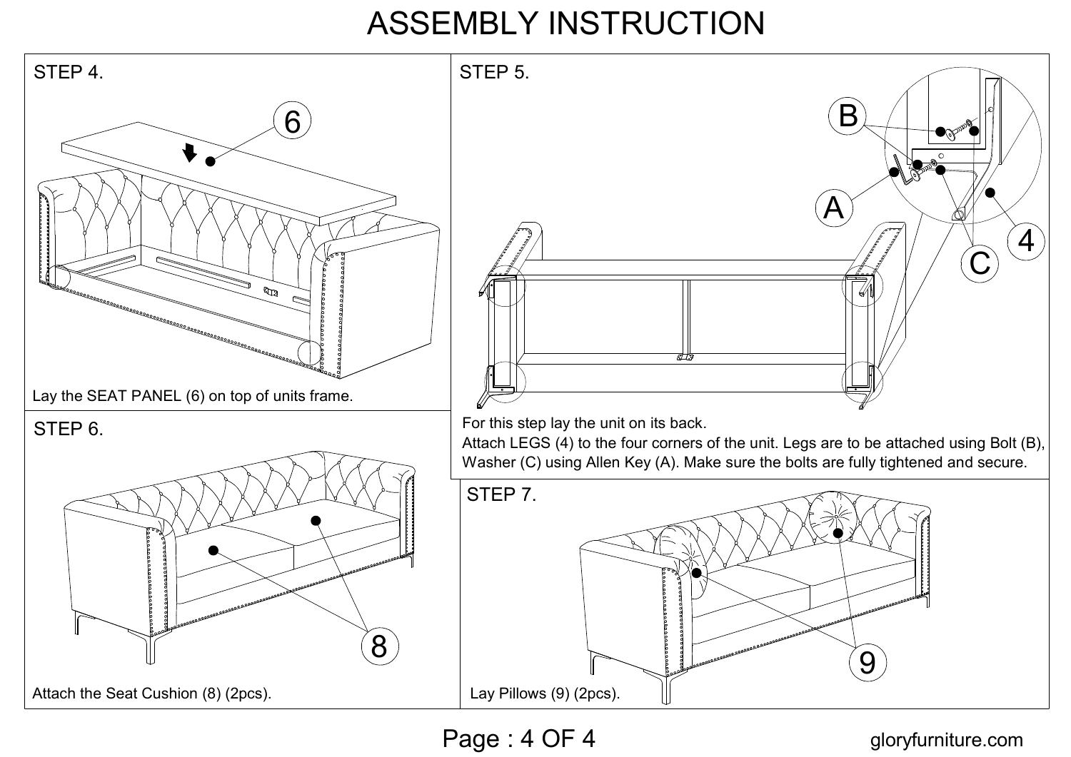# ASSEMBLY INSTRUCTION

## STEP 4.

6

Lay the SEAT PANEL (6) on top of units frame.

## STEP 5.

B

A

4

C

For this step lay the unit on its back.
Attach LEGS (4) to the four corners of the unit. Legs are to be attached using Bolt (B), Washer (C) using Allen Key (A). Make sure the bolts are fully tightened and secure.

## STEP 6.

8

Attach the Seat Cushion (8) (2pcs).

## STEP 7.

9

Lay Pillows (9) (2pcs).

gloryfurniture.com